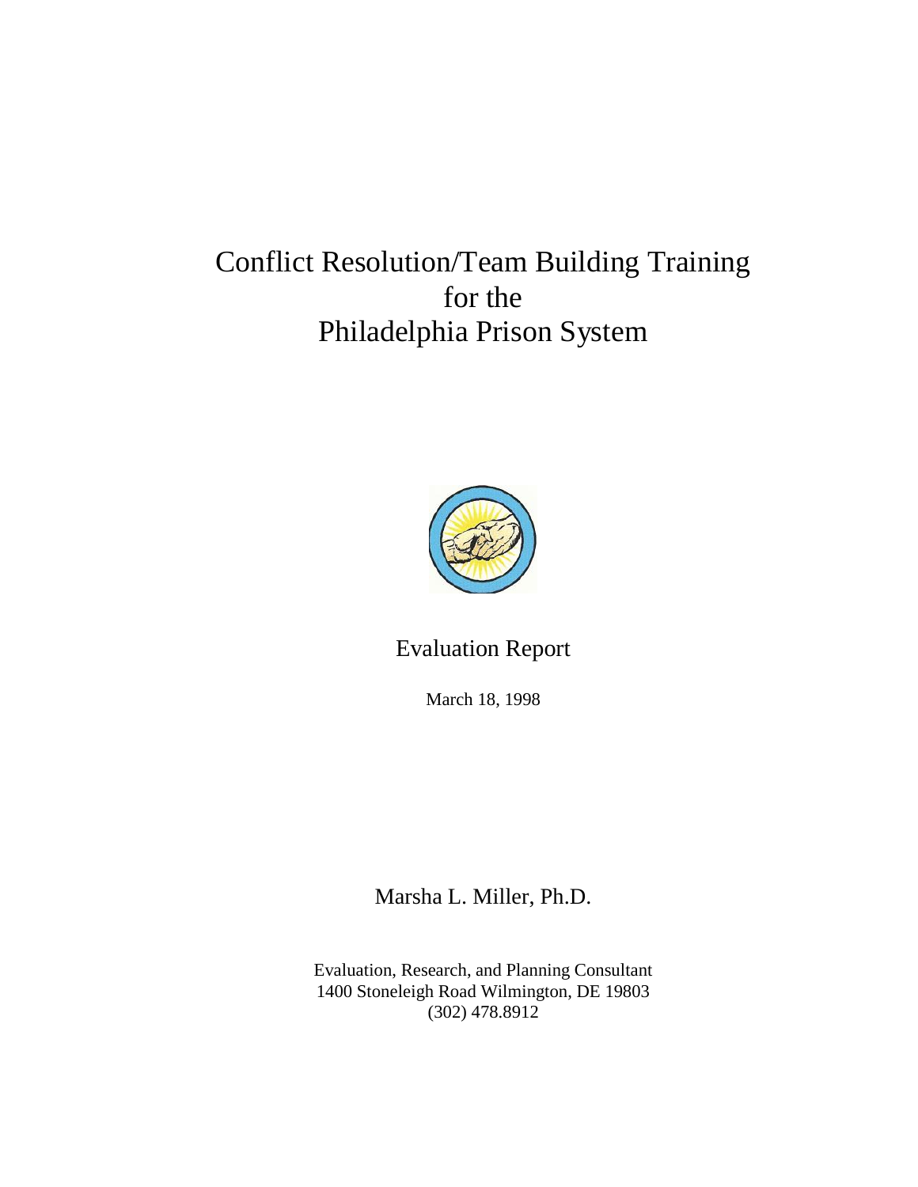# Conflict Resolution/Team Building Training for the Philadelphia Prison System

Evaluation Report

March 18, 1998

Marsha L. Miller, Ph.D.

Evaluation, Research, and Planning Consultant
1400 Stoneleigh Road Wilmington, DE 19803
(302) 478.8912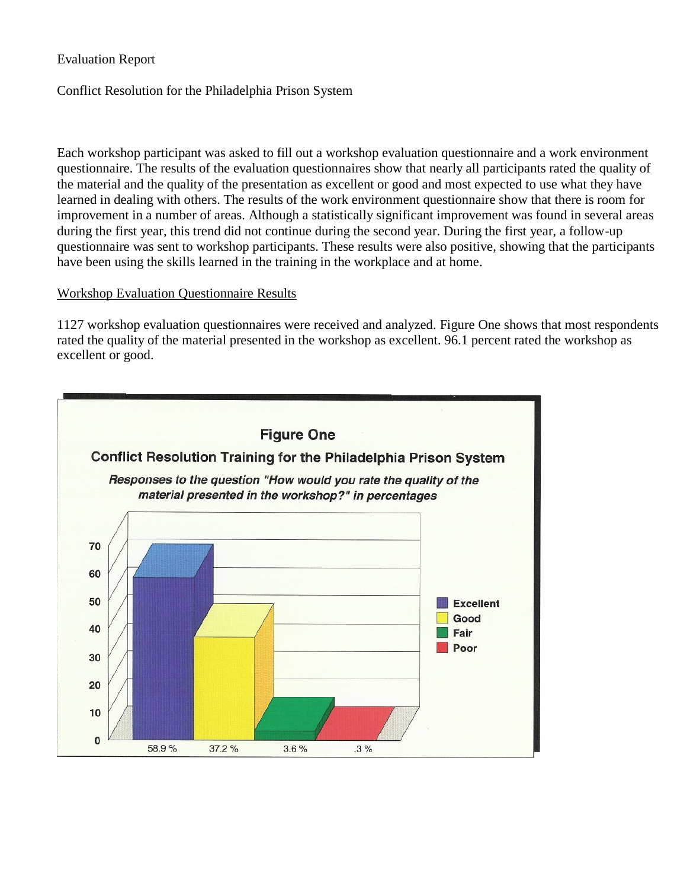Evaluation Report

Conflict Resolution for the Philadelphia Prison System

Each workshop participant was asked to fill out a workshop evaluation questionnaire and a work environment questionnaire. The results of the evaluation questionnaires show that nearly all participants rated the quality of the material and the quality of the presentation as excellent or good and most expected to use what they have learned in dealing with others. The results of the work environment questionnaire show that there is room for improvement in a number of areas. Although a statistically significant improvement was found in several areas during the first year, this trend did not continue during the second year. During the first year, a follow-up questionnaire was sent to workshop participants. These results were also positive, showing that the participants have been using the skills learned in the training in the workplace and at home.

## Workshop Evaluation Questionnaire Results

1127 workshop evaluation questionnaires were received and analyzed. Figure One shows that most respondents rated the quality of the material presented in the workshop as excellent. 96.1 percent rated the workshop as excellent or good.

**Figure One**

**Conflict Resolution Training for the Philadelphia Prison System**

***Responses to the question "How would you rate the quality of the material presented in the workshop?" in percentages***

| Excellent | Good | Fair | Poor |
|---|---|---|---|
| 58.9 % | 37.2 % | 3.6 % | .3 % |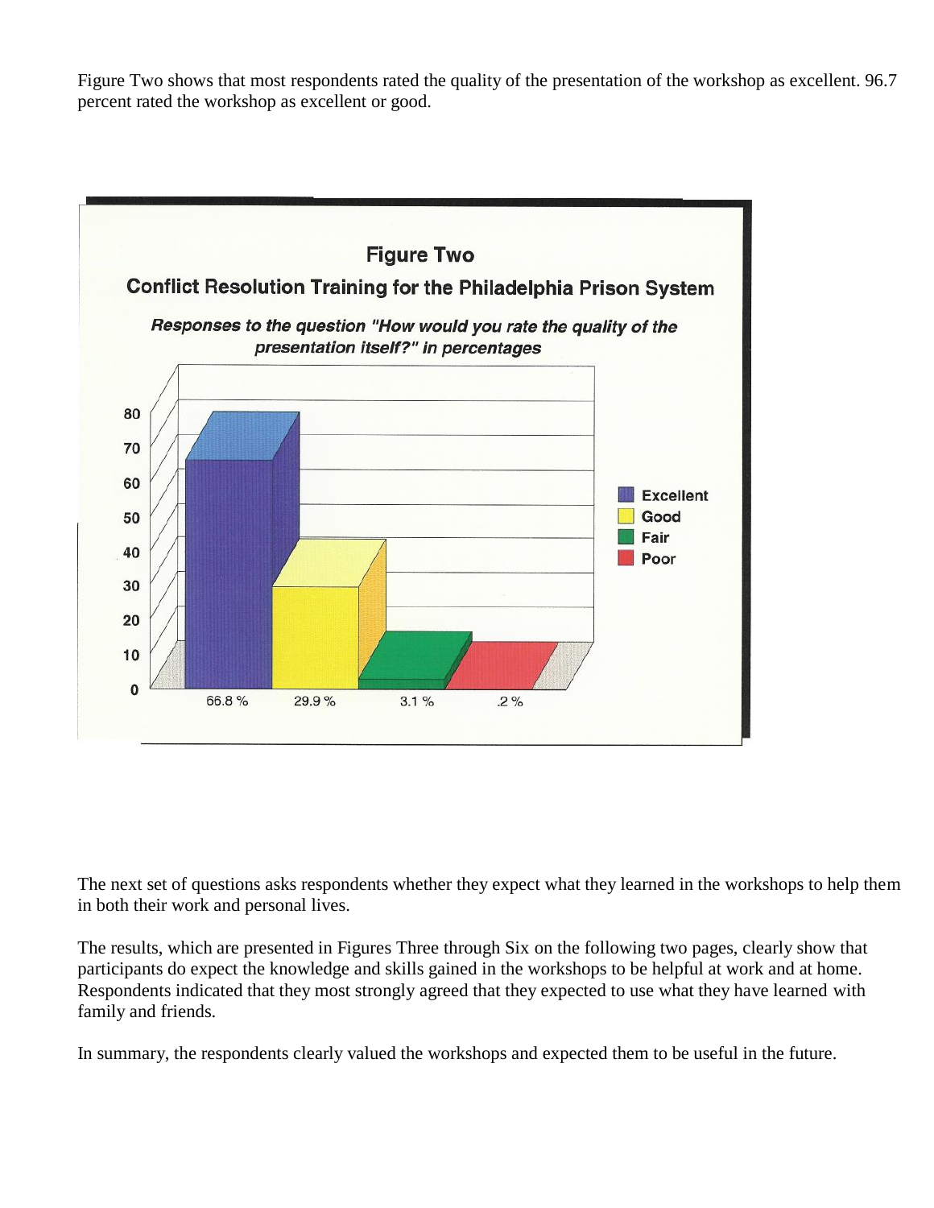Figure Two shows that most respondents rated the quality of the presentation of the workshop as excellent. 96.7 percent rated the workshop as excellent or good.

**Figure Two**

**Conflict Resolution Training for the Philadelphia Prison System**

***Responses to the question "How would you rate the quality of the presentation itself?" in percentages***

| Excellent | Good | Fair | Poor |
|---|---|---|---|
| 66.8 % | 29.9 % | 3.1 % | .2 % |

The next set of questions asks respondents whether they expect what they learned in the workshops to help them in both their work and personal lives.

The results, which are presented in Figures Three through Six on the following two pages, clearly show that participants do expect the knowledge and skills gained in the workshops to be helpful at work and at home. Respondents indicated that they most strongly agreed that they expected to use what they have learned with family and friends.

In summary, the respondents clearly valued the workshops and expected them to be useful in the future.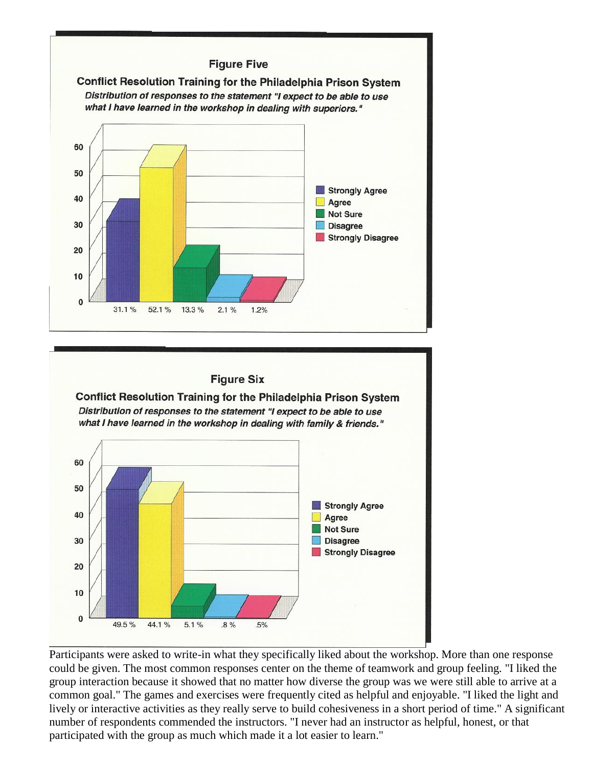**Figure Five**

**Conflict Resolution Training for the Philadelphia Prison System**

***Distribution of responses to the statement "I expect to be able to use what I have learned in the workshop in dealing with superiors."***

| Strongly Agree | Agree | Not Sure | Disagree | Strongly Disagree |
|---|---|---|---|---|
| 31.1 % | 52.1 % | 13.3 % | 2.1 % | 1.2% |

**Figure Six**

**Conflict Resolution Training for the Philadelphia Prison System**

***Distribution of responses to the statement "I expect to be able to use what I have learned in the workshop in dealing with family & friends."***

| Strongly Agree | Agree | Not Sure | Disagree | Strongly Disagree |
|---|---|---|---|---|
| 49.5 % | 44.1 % | 5.1 % | .8 % | .5% |

Participants were asked to write-in what they specifically liked about the workshop. More than one response could be given. The most common responses center on the theme of teamwork and group feeling. "I liked the group interaction because it showed that no matter how diverse the group was we were still able to arrive at a common goal." The games and exercises were frequently cited as helpful and enjoyable. "I liked the light and lively or interactive activities as they really serve to build cohesiveness in a short period of time." A significant number of respondents commended the instructors. "I never had an instructor as helpful, honest, or that participated with the group as much which made it a lot easier to learn."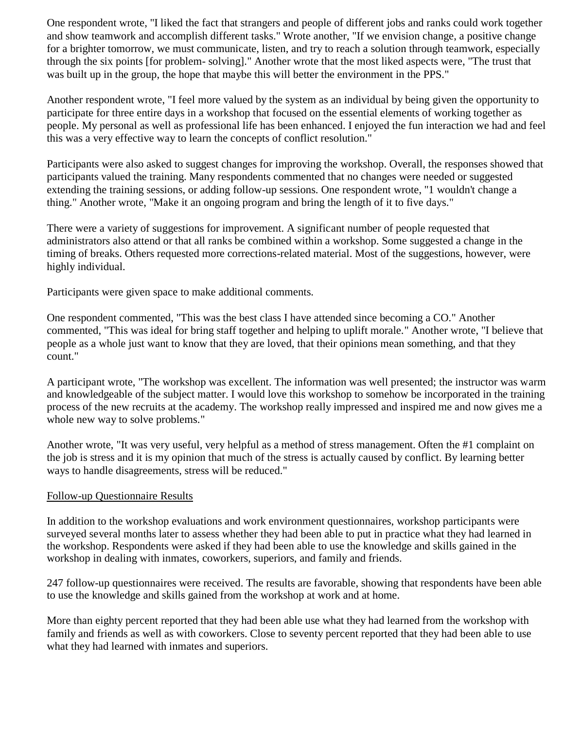One respondent wrote, "I liked the fact that strangers and people of different jobs and ranks could work together and show teamwork and accomplish different tasks." Wrote another, "If we envision change, a positive change for a brighter tomorrow, we must communicate, listen, and try to reach a solution through teamwork, especially through the six points [for problem- solving]." Another wrote that the most liked aspects were, "The trust that was built up in the group, the hope that maybe this will better the environment in the PPS."

Another respondent wrote, "I feel more valued by the system as an individual by being given the opportunity to participate for three entire days in a workshop that focused on the essential elements of working together as people. My personal as well as professional life has been enhanced. I enjoyed the fun interaction we had and feel this was a very effective way to learn the concepts of conflict resolution."

Participants were also asked to suggest changes for improving the workshop. Overall, the responses showed that participants valued the training. Many respondents commented that no changes were needed or suggested extending the training sessions, or adding follow-up sessions. One respondent wrote, "1 wouldn't change a thing." Another wrote, "Make it an ongoing program and bring the length of it to five days."

There were a variety of suggestions for improvement. A significant number of people requested that administrators also attend or that all ranks be combined within a workshop. Some suggested a change in the timing of breaks. Others requested more corrections-related material. Most of the suggestions, however, were highly individual.

Participants were given space to make additional comments.

One respondent commented, "This was the best class I have attended since becoming a CO." Another commented, "This was ideal for bring staff together and helping to uplift morale." Another wrote, "I believe that people as a whole just want to know that they are loved, that their opinions mean something, and that they count."

A participant wrote, "The workshop was excellent. The information was well presented; the instructor was warm and knowledgeable of the subject matter. I would love this workshop to somehow be incorporated in the training process of the new recruits at the academy. The workshop really impressed and inspired me and now gives me a whole new way to solve problems."

Another wrote, "It was very useful, very helpful as a method of stress management. Often the #1 complaint on the job is stress and it is my opinion that much of the stress is actually caused by conflict. By learning better ways to handle disagreements, stress will be reduced."

Follow-up Questionnaire Results

In addition to the workshop evaluations and work environment questionnaires, workshop participants were surveyed several months later to assess whether they had been able to put in practice what they had learned in the workshop. Respondents were asked if they had been able to use the knowledge and skills gained in the workshop in dealing with inmates, coworkers, superiors, and family and friends.

247 follow-up questionnaires were received. The results are favorable, showing that respondents have been able to use the knowledge and skills gained from the workshop at work and at home.

More than eighty percent reported that they had been able use what they had learned from the workshop with family and friends as well as with coworkers. Close to seventy percent reported that they had been able to use what they had learned with inmates and superiors.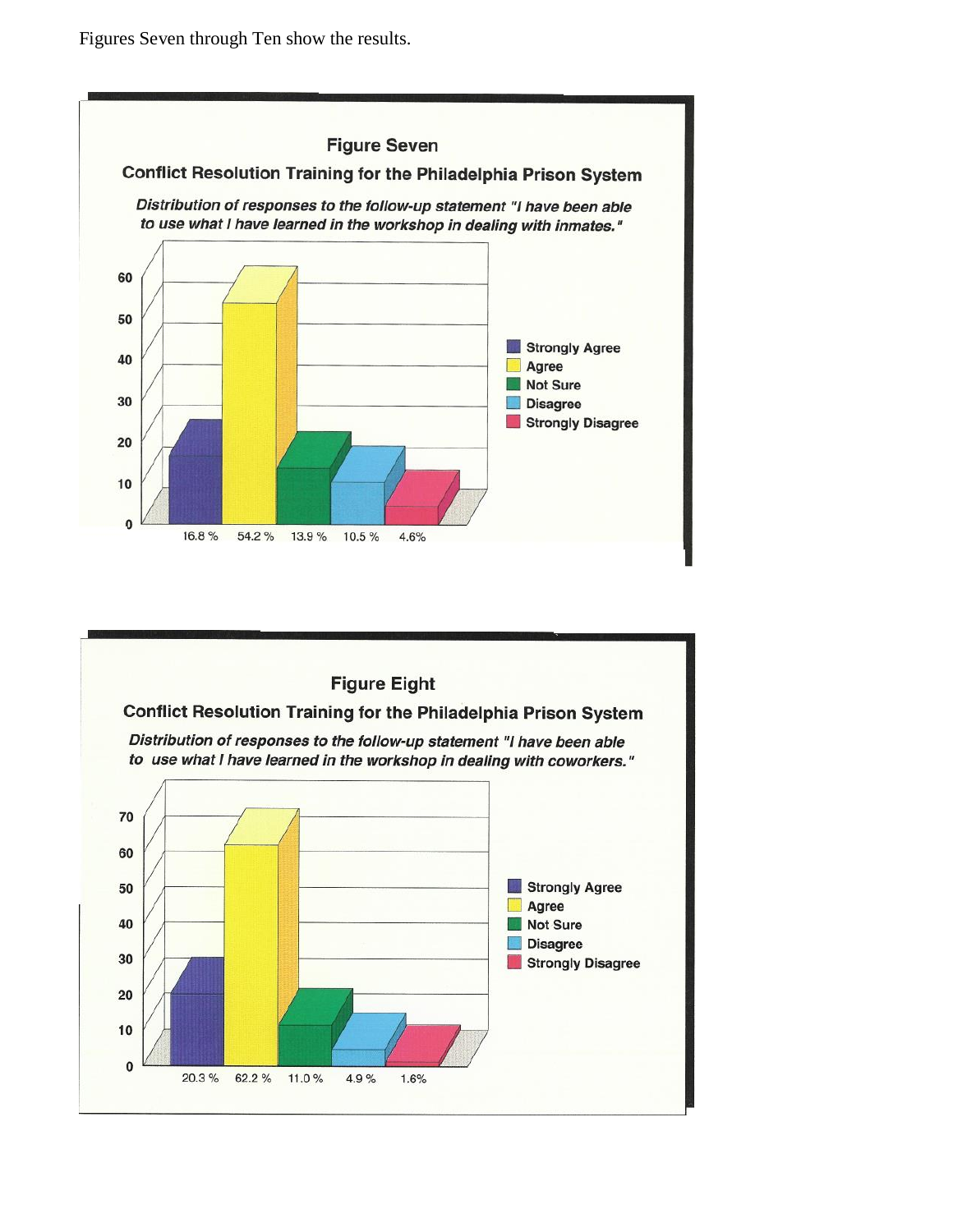Figures Seven through Ten show the results.

**Figure Seven**

**Conflict Resolution Training for the Philadelphia Prison System**

*Distribution of responses to the follow-up statement "I have been able to use what I have learned in the workshop in dealing with inmates."*

| Strongly Agree | Agree | Not Sure | Disagree | Strongly Disagree |
|---|---|---|---|---|
| 16.8 % | 54.2 % | 13.9 % | 10.5 % | 4.6% |

**Figure Eight**

**Conflict Resolution Training for the Philadelphia Prison System**

*Distribution of responses to the follow-up statement "I have been able to use what I have learned in the workshop in dealing with coworkers."*

| Strongly Agree | Agree | Not Sure | Disagree | Strongly Disagree |
|---|---|---|---|---|
| 20.3 % | 62.2 % | 11.0 % | 4.9 % | 1.6% |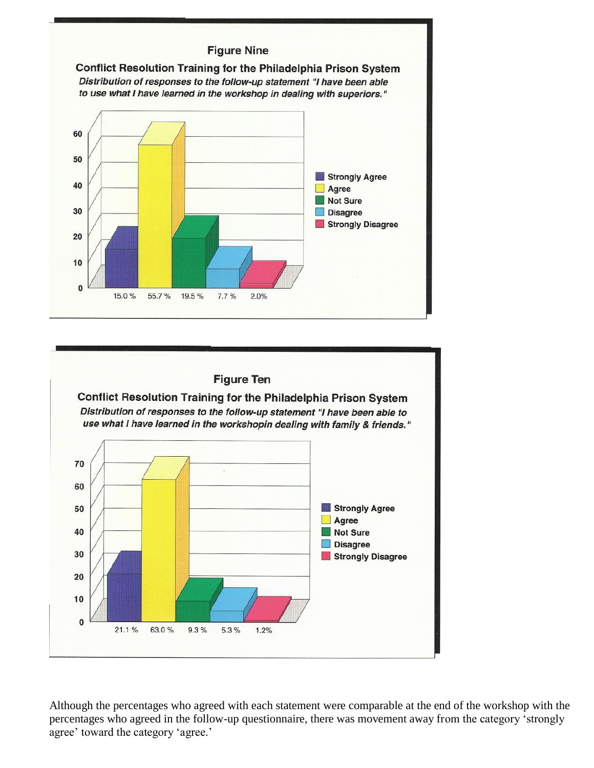**Figure Nine**

**Conflict Resolution Training for the Philadelphia Prison System**

***Distribution of responses to the follow-up statement "I have been able to use what I have learned in the workshop in dealing with superiors."***

| Response | Percentage |
|---|---|
| Strongly Agree | 15.0 % |
| Agree | 55.7 % |
| Not Sure | 19.5 % |
| Disagree | 7.7 % |
| Strongly Disagree | 2.0% |

**Figure Ten**

**Conflict Resolution Training for the Philadelphia Prison System**

***Distribution of responses to the follow-up statement "I have been able to use what I have learned in the workshopin dealing with family & friends."***

| Response | Percentage |
|---|---|
| Strongly Agree | 21.1 % |
| Agree | 63.0 % |
| Not Sure | 9.3 % |
| Disagree | 5.3 % |
| Strongly Disagree | 1.2% |

Although the percentages who agreed with each statement were comparable at the end of the workshop with the percentages who agreed in the follow-up questionnaire, there was movement away from the category 'strongly agree' toward the category 'agree.'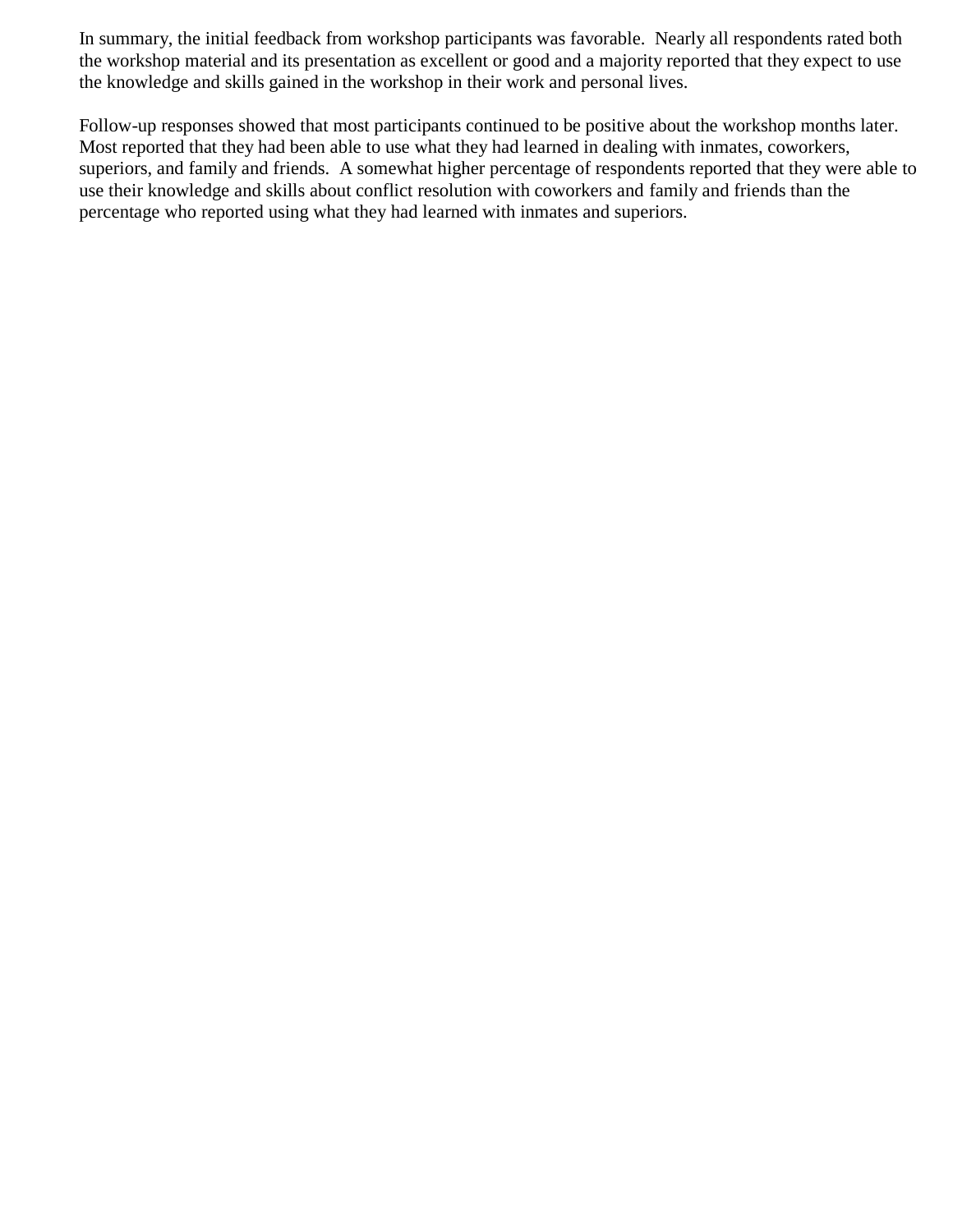In summary, the initial feedback from workshop participants was favorable.  Nearly all respondents rated both the workshop material and its presentation as excellent or good and a majority reported that they expect to use the knowledge and skills gained in the workshop in their work and personal lives.

Follow-up responses showed that most participants continued to be positive about the workshop months later. Most reported that they had been able to use what they had learned in dealing with inmates, coworkers, superiors, and family and friends.  A somewhat higher percentage of respondents reported that they were able to use their knowledge and skills about conflict resolution with coworkers and family and friends than the percentage who reported using what they had learned with inmates and superiors.